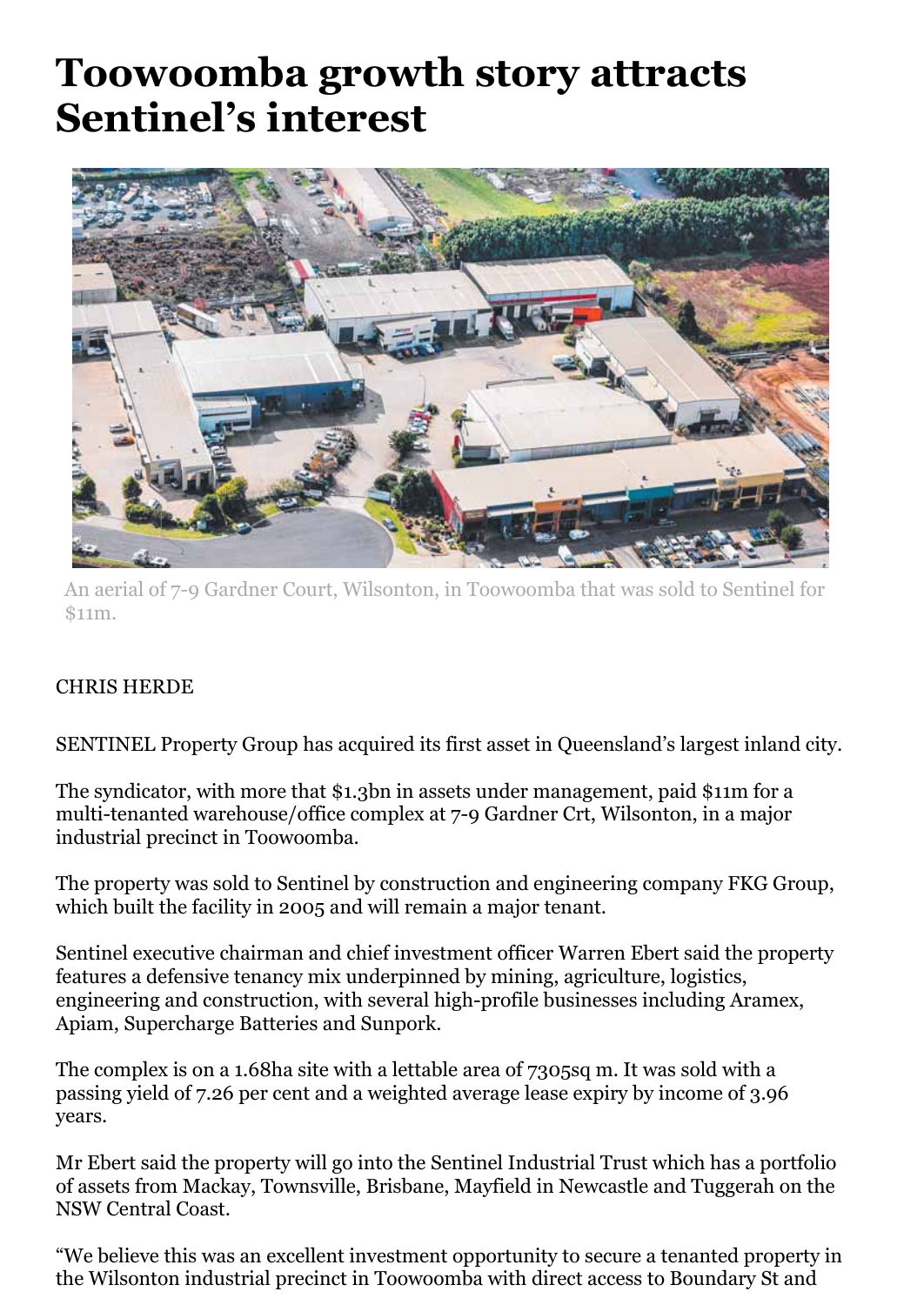# Toowoomba growth story attracts Sentinel's interest

An aerial of 7-9 Gardner Court, Wilsonton, in Toowoomba that was sold to Sentinel for $11m.

CHRIS HERDE

SENTINEL Property Group has acquired its first asset in Queensland's largest inland city.

The syndicator, with more that $1.3bn in assets under management, paid $11m for a multi-tenanted warehouse/office complex at 7-9 Gardner Crt, Wilsonton, in a major industrial precinct in Toowoomba.

The property was sold to Sentinel by construction and engineering company FKG Group, which built the facility in 2005 and will remain a major tenant.

Sentinel executive chairman and chief investment officer Warren Ebert said the property features a defensive tenancy mix underpinned by mining, agriculture, logistics, engineering and construction, with several high-profile businesses including Aramex, Apiam, Supercharge Batteries and Sunpork.

The complex is on a 1.68ha site with a lettable area of 7305sq m. It was sold with a passing yield of 7.26 per cent and a weighted average lease expiry by income of 3.96 years.

Mr Ebert said the property will go into the Sentinel Industrial Trust which has a portfolio of assets from Mackay, Townsville, Brisbane, Mayfield in Newcastle and Tuggerah on the NSW Central Coast.

"We believe this was an excellent investment opportunity to secure a tenanted property in the Wilsonton industrial precinct in Toowoomba with direct access to Boundary St and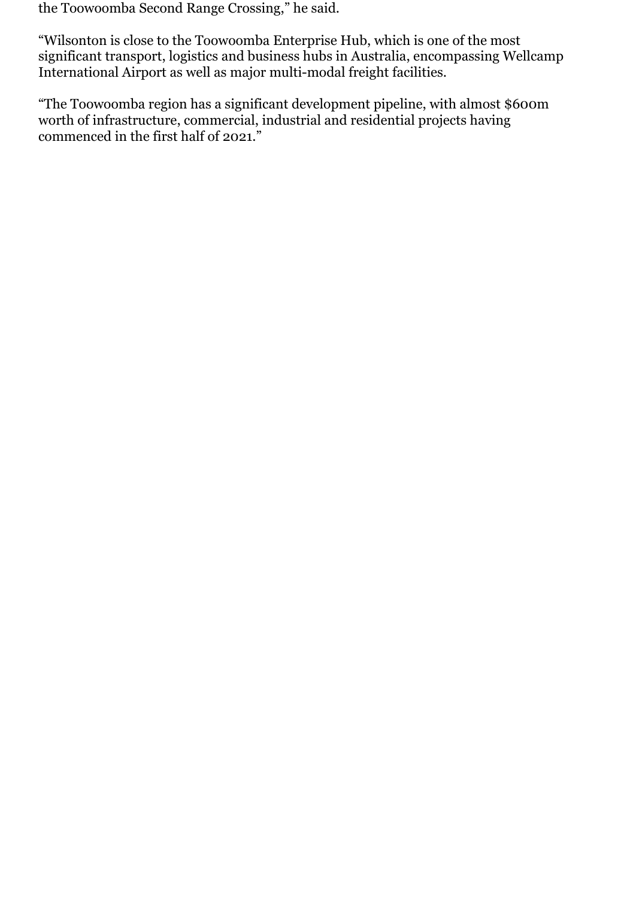the Toowoomba Second Range Crossing," he said.

"Wilsonton is close to the Toowoomba Enterprise Hub, which is one of the most significant transport, logistics and business hubs in Australia, encompassing Wellcamp International Airport as well as major multi-modal freight facilities.

"The Toowoomba region has a significant development pipeline, with almost $600m worth of infrastructure, commercial, industrial and residential projects having commenced in the first half of 2021."